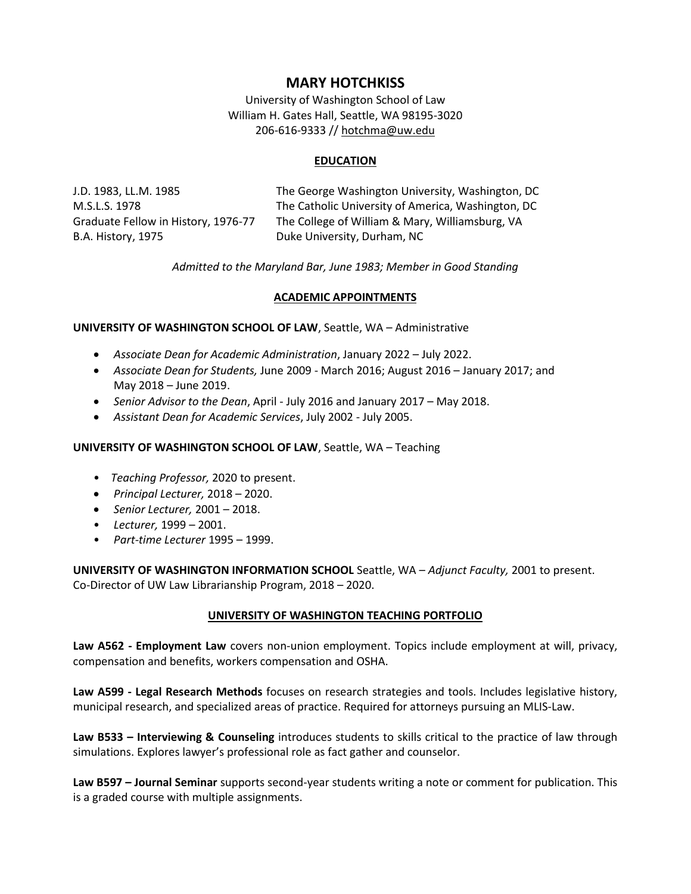# MARY HOTCHKISS

University of Washington School of Law
William H. Gates Hall, Seattle, WA 98195-3020
206-616-9333 // hotchma@uw.edu

## EDUCATION

| | |
|---|---|
| J.D. 1983, LL.M. 1985 | The George Washington University, Washington, DC |
| M.S.L.S. 1978 | The Catholic University of America, Washington, DC |
| Graduate Fellow in History, 1976-77 | The College of William & Mary, Williamsburg, VA |
| B.A. History, 1975 | Duke University, Durham, NC |

*Admitted to the Maryland Bar, June 1983; Member in Good Standing*

## ACADEMIC APPOINTMENTS

**UNIVERSITY OF WASHINGTON SCHOOL OF LAW**, Seattle, WA – Administrative

- *Associate Dean for Academic Administration*, January 2022 – July 2022.
- *Associate Dean for Students,* June 2009 - March 2016; August 2016 – January 2017; and May 2018 – June 2019.
- *Senior Advisor to the Dean*, April - July 2016 and January 2017 – May 2018.
- *Assistant Dean for Academic Services*, July 2002 - July 2005.

**UNIVERSITY OF WASHINGTON SCHOOL OF LAW**, Seattle, WA – Teaching

- *Teaching Professor,* 2020 to present.
- *Principal Lecturer,* 2018 – 2020.
- *Senior Lecturer,* 2001 – 2018.
- *Lecturer,* 1999 – 2001.
- *Part-time Lecturer* 1995 – 1999.

**UNIVERSITY OF WASHINGTON INFORMATION SCHOOL** Seattle, WA – *Adjunct Faculty,* 2001 to present. Co-Director of UW Law Librarianship Program, 2018 – 2020.

## UNIVERSITY OF WASHINGTON TEACHING PORTFOLIO

**Law A562 - Employment Law** covers non-union employment. Topics include employment at will, privacy, compensation and benefits, workers compensation and OSHA.

**Law A599 - Legal Research Methods** focuses on research strategies and tools. Includes legislative history, municipal research, and specialized areas of practice. Required for attorneys pursuing an MLIS-Law.

**Law B533 – Interviewing & Counseling** introduces students to skills critical to the practice of law through simulations. Explores lawyer's professional role as fact gather and counselor.

**Law B597 – Journal Seminar** supports second-year students writing a note or comment for publication. This is a graded course with multiple assignments.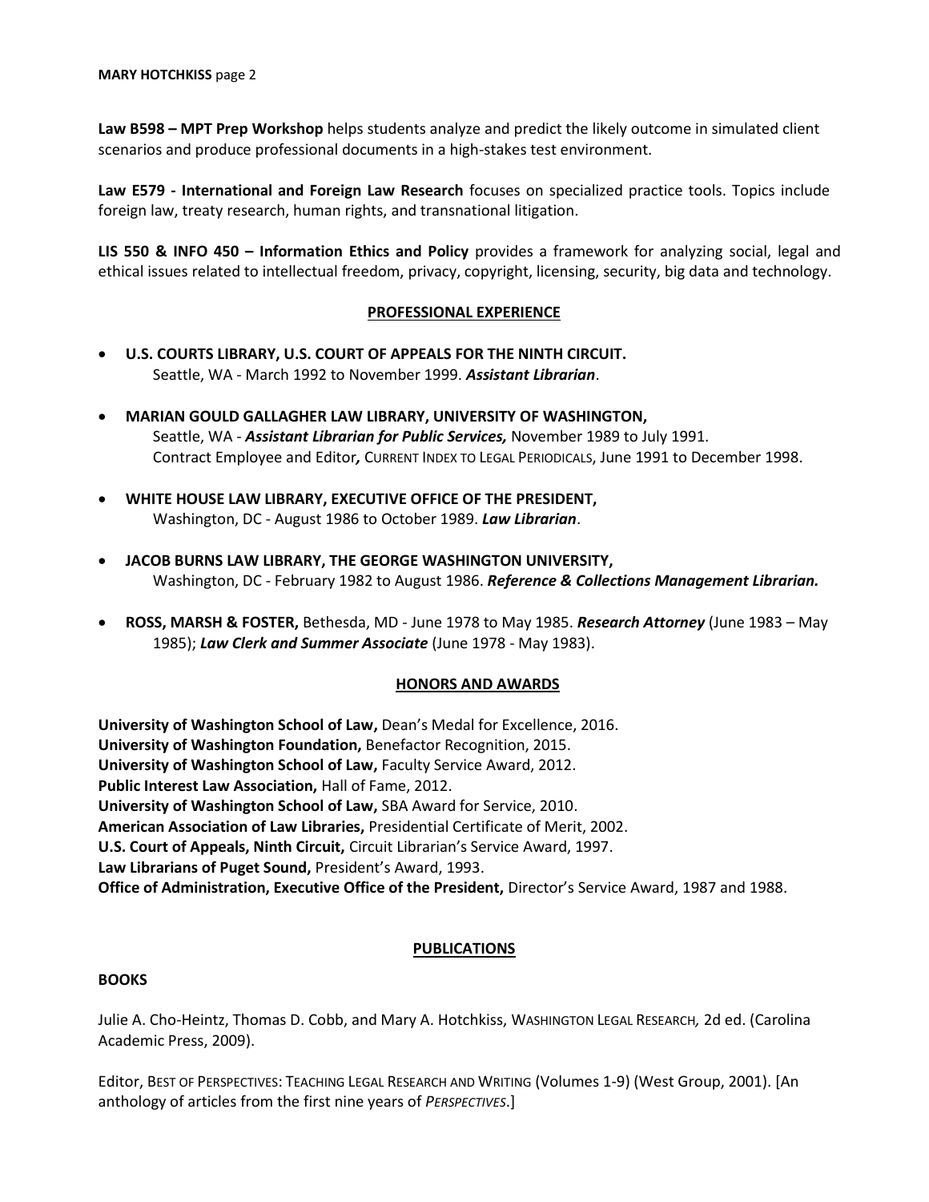**Law B598 – MPT Prep Workshop** helps students analyze and predict the likely outcome in simulated client scenarios and produce professional documents in a high-stakes test environment.

**Law E579 - International and Foreign Law Research** focuses on specialized practice tools. Topics include foreign law, treaty research, human rights, and transnational litigation.

**LIS 550 & INFO 450 – Information Ethics and Policy** provides a framework for analyzing social, legal and ethical issues related to intellectual freedom, privacy, copyright, licensing, security, big data and technology.

## PROFESSIONAL EXPERIENCE

- **U.S. COURTS LIBRARY, U.S. COURT OF APPEALS FOR THE NINTH CIRCUIT.**
  Seattle, WA - March 1992 to November 1999. ***Assistant Librarian***.
- **MARIAN GOULD GALLAGHER LAW LIBRARY, UNIVERSITY OF WASHINGTON,**
  Seattle, WA - ***Assistant Librarian for Public Services,*** November 1989 to July 1991.
  Contract Employee and Editor*,* CURRENT INDEX TO LEGAL PERIODICALS, June 1991 to December 1998.
- **WHITE HOUSE LAW LIBRARY, EXECUTIVE OFFICE OF THE PRESIDENT,**
  Washington, DC - August 1986 to October 1989. ***Law Librarian***.
- **JACOB BURNS LAW LIBRARY, THE GEORGE WASHINGTON UNIVERSITY,**
  Washington, DC - February 1982 to August 1986. ***Reference & Collections Management Librarian.***
- **ROSS, MARSH & FOSTER,** Bethesda, MD - June 1978 to May 1985. ***Research Attorney*** (June 1983 – May 1985); ***Law Clerk and Summer Associate*** (June 1978 - May 1983).

## HONORS AND AWARDS

**University of Washington School of Law,** Dean's Medal for Excellence, 2016.
**University of Washington Foundation,** Benefactor Recognition, 2015.
**University of Washington School of Law,** Faculty Service Award, 2012.
**Public Interest Law Association,** Hall of Fame, 2012.
**University of Washington School of Law,** SBA Award for Service, 2010.
**American Association of Law Libraries,** Presidential Certificate of Merit, 2002.
**U.S. Court of Appeals, Ninth Circuit,** Circuit Librarian's Service Award, 1997.
**Law Librarians of Puget Sound,** President's Award, 1993.
**Office of Administration, Executive Office of the President,** Director's Service Award, 1987 and 1988.

## PUBLICATIONS

### BOOKS

Julie A. Cho-Heintz, Thomas D. Cobb, and Mary A. Hotchkiss, WASHINGTON LEGAL RESEARCH*,* 2d ed. (Carolina Academic Press, 2009).

Editor, BEST OF PERSPECTIVES: TEACHING LEGAL RESEARCH AND WRITING (Volumes 1-9) (West Group, 2001). [An anthology of articles from the first nine years of *PERSPECTIVES*.]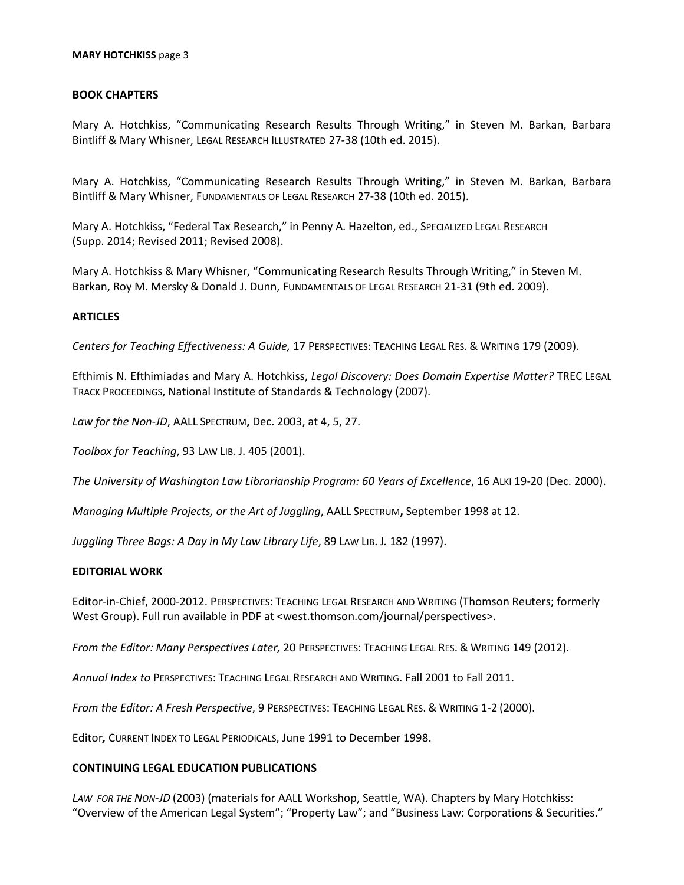## BOOK CHAPTERS

Mary A. Hotchkiss, "Communicating Research Results Through Writing," in Steven M. Barkan, Barbara Bintliff & Mary Whisner, LEGAL RESEARCH ILLUSTRATED 27-38 (10th ed. 2015).

Mary A. Hotchkiss, "Communicating Research Results Through Writing," in Steven M. Barkan, Barbara Bintliff & Mary Whisner, FUNDAMENTALS OF LEGAL RESEARCH 27-38 (10th ed. 2015).

Mary A. Hotchkiss, "Federal Tax Research," in Penny A. Hazelton, ed., SPECIALIZED LEGAL RESEARCH (Supp. 2014; Revised 2011; Revised 2008).

Mary A. Hotchkiss & Mary Whisner, "Communicating Research Results Through Writing," in Steven M. Barkan, Roy M. Mersky & Donald J. Dunn, FUNDAMENTALS OF LEGAL RESEARCH 21-31 (9th ed. 2009).

## ARTICLES

*Centers for Teaching Effectiveness: A Guide,* 17 PERSPECTIVES: TEACHING LEGAL RES. & WRITING 179 (2009).

Efthimis N. Efthimiadas and Mary A. Hotchkiss, *Legal Discovery: Does Domain Expertise Matter?* TREC LEGAL TRACK PROCEEDINGS, National Institute of Standards & Technology (2007).

*Law for the Non-JD*, AALL SPECTRUM**,** Dec. 2003, at 4, 5, 27.

*Toolbox for Teaching*, 93 LAW LIB. J. 405 (2001).

*The University of Washington Law Librarianship Program: 60 Years of Excellence*, 16 ALKI 19-20 (Dec. 2000).

*Managing Multiple Projects, or the Art of Juggling*, AALL SPECTRUM**,** September 1998 at 12.

*Juggling Three Bags: A Day in My Law Library Life*, 89 LAW LIB. J. 182 (1997).

## EDITORIAL WORK

Editor-in-Chief, 2000-2012. PERSPECTIVES: TEACHING LEGAL RESEARCH AND WRITING (Thomson Reuters; formerly West Group). Full run available in PDF at <west.thomson.com/journal/perspectives>.

*From the Editor: Many Perspectives Later,* 20 PERSPECTIVES: TEACHING LEGAL RES. & WRITING 149 (2012).

*Annual Index to* PERSPECTIVES: TEACHING LEGAL RESEARCH AND WRITING. Fall 2001 to Fall 2011.

*From the Editor: A Fresh Perspective*, 9 PERSPECTIVES: TEACHING LEGAL RES. & WRITING 1-2 (2000).

Editor*,* CURRENT INDEX TO LEGAL PERIODICALS, June 1991 to December 1998.

## CONTINUING LEGAL EDUCATION PUBLICATIONS

*LAW FOR THE NON-JD* (2003) (materials for AALL Workshop, Seattle, WA). Chapters by Mary Hotchkiss: "Overview of the American Legal System"; "Property Law"; and "Business Law: Corporations & Securities."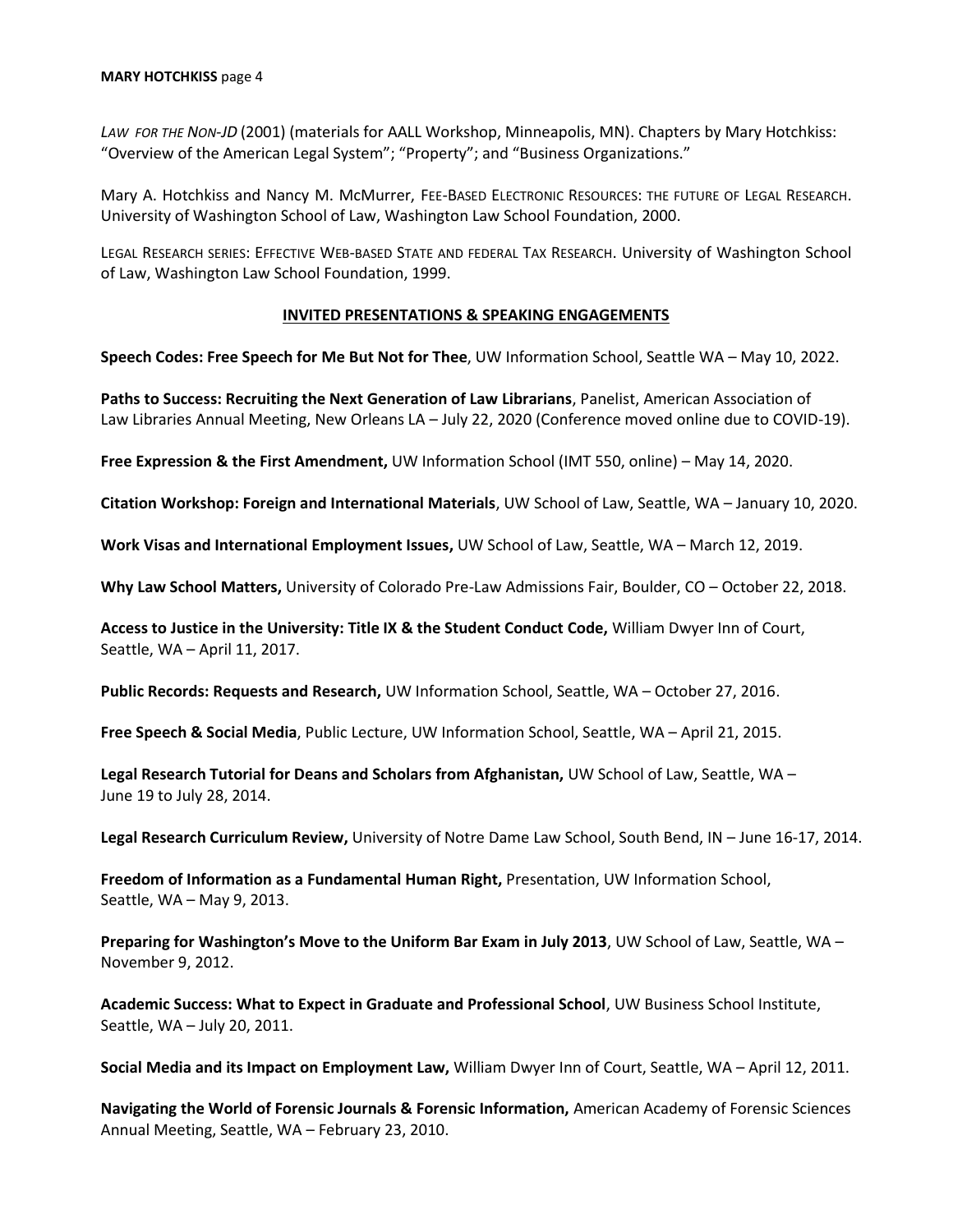*LAW FOR THE NON-JD* (2001) (materials for AALL Workshop, Minneapolis, MN). Chapters by Mary Hotchkiss: "Overview of the American Legal System"; "Property"; and "Business Organizations."

Mary A. Hotchkiss and Nancy M. McMurrer, FEE-BASED ELECTRONIC RESOURCES: THE FUTURE OF LEGAL RESEARCH. University of Washington School of Law, Washington Law School Foundation, 2000.

LEGAL RESEARCH SERIES: EFFECTIVE WEB-BASED STATE AND FEDERAL TAX RESEARCH. University of Washington School of Law, Washington Law School Foundation, 1999.

## INVITED PRESENTATIONS & SPEAKING ENGAGEMENTS

**Speech Codes: Free Speech for Me But Not for Thee**, UW Information School, Seattle WA – May 10, 2022.

**Paths to Success: Recruiting the Next Generation of Law Librarians**, Panelist, American Association of Law Libraries Annual Meeting, New Orleans LA – July 22, 2020 (Conference moved online due to COVID-19).

**Free Expression & the First Amendment,** UW Information School (IMT 550, online) – May 14, 2020.

**Citation Workshop: Foreign and International Materials**, UW School of Law, Seattle, WA – January 10, 2020.

**Work Visas and International Employment Issues,** UW School of Law, Seattle, WA – March 12, 2019.

**Why Law School Matters,** University of Colorado Pre-Law Admissions Fair, Boulder, CO – October 22, 2018.

**Access to Justice in the University: Title IX & the Student Conduct Code,** William Dwyer Inn of Court, Seattle, WA – April 11, 2017.

**Public Records: Requests and Research,** UW Information School, Seattle, WA – October 27, 2016.

**Free Speech & Social Media**, Public Lecture, UW Information School, Seattle, WA – April 21, 2015.

**Legal Research Tutorial for Deans and Scholars from Afghanistan,** UW School of Law, Seattle, WA – June 19 to July 28, 2014.

**Legal Research Curriculum Review,** University of Notre Dame Law School, South Bend, IN – June 16-17, 2014.

**Freedom of Information as a Fundamental Human Right,** Presentation, UW Information School, Seattle, WA – May 9, 2013.

**Preparing for Washington's Move to the Uniform Bar Exam in July 2013**, UW School of Law, Seattle, WA – November 9, 2012.

**Academic Success: What to Expect in Graduate and Professional School**, UW Business School Institute, Seattle, WA – July 20, 2011.

**Social Media and its Impact on Employment Law,** William Dwyer Inn of Court, Seattle, WA – April 12, 2011.

**Navigating the World of Forensic Journals & Forensic Information,** American Academy of Forensic Sciences Annual Meeting, Seattle, WA – February 23, 2010.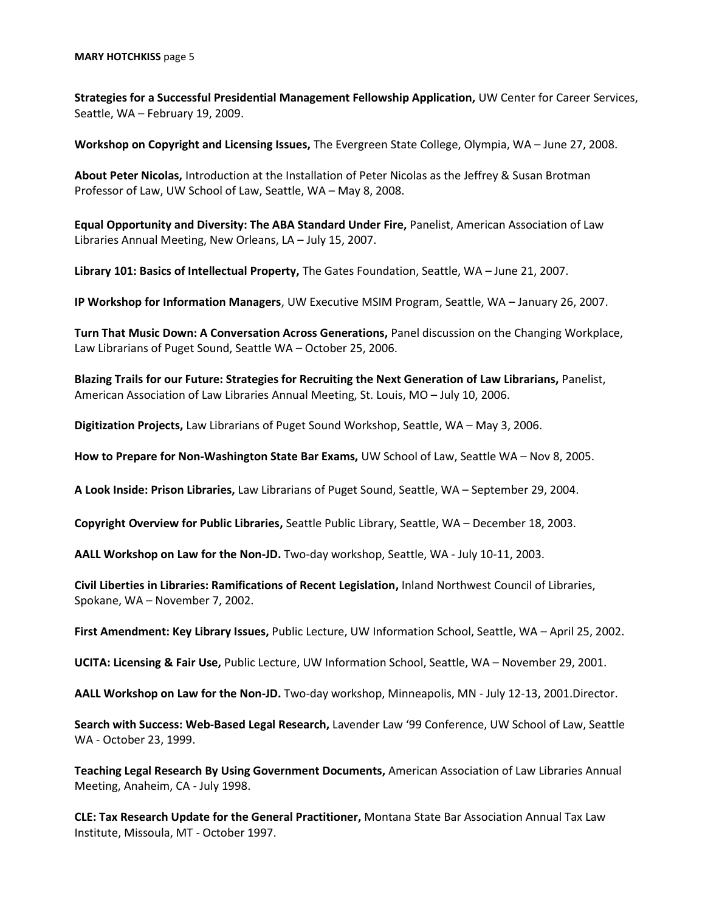**Strategies for a Successful Presidential Management Fellowship Application,** UW Center for Career Services, Seattle, WA – February 19, 2009.

**Workshop on Copyright and Licensing Issues,** The Evergreen State College, Olympia, WA – June 27, 2008.

**About Peter Nicolas,** Introduction at the Installation of Peter Nicolas as the Jeffrey & Susan Brotman Professor of Law, UW School of Law, Seattle, WA – May 8, 2008.

**Equal Opportunity and Diversity: The ABA Standard Under Fire,** Panelist, American Association of Law Libraries Annual Meeting, New Orleans, LA – July 15, 2007.

**Library 101: Basics of Intellectual Property,** The Gates Foundation, Seattle, WA – June 21, 2007.

**IP Workshop for Information Managers**, UW Executive MSIM Program, Seattle, WA – January 26, 2007.

**Turn That Music Down: A Conversation Across Generations,** Panel discussion on the Changing Workplace, Law Librarians of Puget Sound, Seattle WA – October 25, 2006.

**Blazing Trails for our Future: Strategies for Recruiting the Next Generation of Law Librarians,** Panelist, American Association of Law Libraries Annual Meeting, St. Louis, MO – July 10, 2006.

**Digitization Projects,** Law Librarians of Puget Sound Workshop, Seattle, WA – May 3, 2006.

**How to Prepare for Non-Washington State Bar Exams,** UW School of Law, Seattle WA – Nov 8, 2005.

**A Look Inside: Prison Libraries,** Law Librarians of Puget Sound, Seattle, WA – September 29, 2004.

**Copyright Overview for Public Libraries,** Seattle Public Library, Seattle, WA – December 18, 2003.

**AALL Workshop on Law for the Non-JD.** Two-day workshop, Seattle, WA - July 10-11, 2003.

**Civil Liberties in Libraries: Ramifications of Recent Legislation,** Inland Northwest Council of Libraries, Spokane, WA – November 7, 2002.

**First Amendment: Key Library Issues,** Public Lecture, UW Information School, Seattle, WA – April 25, 2002.

**UCITA: Licensing & Fair Use,** Public Lecture, UW Information School, Seattle, WA – November 29, 2001.

**AALL Workshop on Law for the Non-JD.** Two-day workshop, Minneapolis, MN - July 12-13, 2001.Director.

**Search with Success: Web-Based Legal Research,** Lavender Law '99 Conference, UW School of Law, Seattle WA - October 23, 1999.

**Teaching Legal Research By Using Government Documents,** American Association of Law Libraries Annual Meeting, Anaheim, CA - July 1998.

**CLE: Tax Research Update for the General Practitioner,** Montana State Bar Association Annual Tax Law Institute, Missoula, MT - October 1997.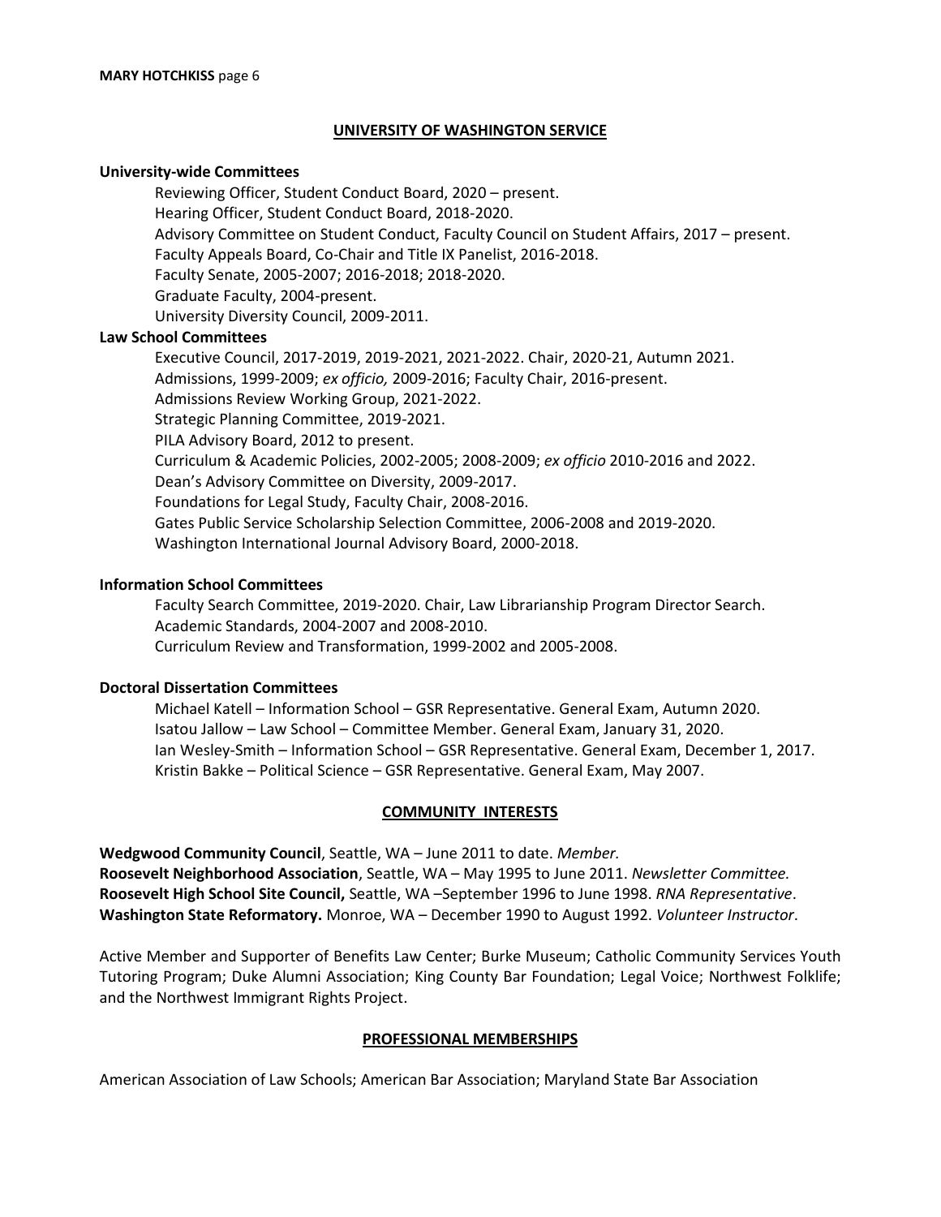## UNIVERSITY OF WASHINGTON SERVICE

**University-wide Committees**

Reviewing Officer, Student Conduct Board, 2020 – present.
Hearing Officer, Student Conduct Board, 2018-2020.
Advisory Committee on Student Conduct, Faculty Council on Student Affairs, 2017 – present.
Faculty Appeals Board, Co-Chair and Title IX Panelist, 2016-2018.
Faculty Senate, 2005-2007; 2016-2018; 2018-2020.
Graduate Faculty, 2004-present.
University Diversity Council, 2009-2011.

**Law School Committees**

Executive Council, 2017-2019, 2019-2021, 2021-2022. Chair, 2020-21, Autumn 2021.
Admissions, 1999-2009; *ex officio,* 2009-2016; Faculty Chair, 2016-present.
Admissions Review Working Group, 2021-2022.
Strategic Planning Committee, 2019-2021.
PILA Advisory Board, 2012 to present.
Curriculum & Academic Policies, 2002-2005; 2008-2009; *ex officio* 2010-2016 and 2022.
Dean's Advisory Committee on Diversity, 2009-2017.
Foundations for Legal Study, Faculty Chair, 2008-2016.
Gates Public Service Scholarship Selection Committee, 2006-2008 and 2019-2020.
Washington International Journal Advisory Board, 2000-2018.

**Information School Committees**

Faculty Search Committee, 2019-2020. Chair, Law Librarianship Program Director Search.
Academic Standards, 2004-2007 and 2008-2010.
Curriculum Review and Transformation, 1999-2002 and 2005-2008.

**Doctoral Dissertation Committees**

Michael Katell – Information School – GSR Representative. General Exam, Autumn 2020.
Isatou Jallow – Law School – Committee Member. General Exam, January 31, 2020.
Ian Wesley-Smith – Information School – GSR Representative. General Exam, December 1, 2017.
Kristin Bakke – Political Science – GSR Representative. General Exam, May 2007.

## COMMUNITY INTERESTS

**Wedgwood Community Council**, Seattle, WA – June 2011 to date. *Member.*
**Roosevelt Neighborhood Association**, Seattle, WA – May 1995 to June 2011. *Newsletter Committee.*
**Roosevelt High School Site Council,** Seattle, WA –September 1996 to June 1998. *RNA Representative*.
**Washington State Reformatory.** Monroe, WA – December 1990 to August 1992. *Volunteer Instructor*.

Active Member and Supporter of Benefits Law Center; Burke Museum; Catholic Community Services Youth Tutoring Program; Duke Alumni Association; King County Bar Foundation; Legal Voice; Northwest Folklife; and the Northwest Immigrant Rights Project.

## PROFESSIONAL MEMBERSHIPS

American Association of Law Schools; American Bar Association; Maryland State Bar Association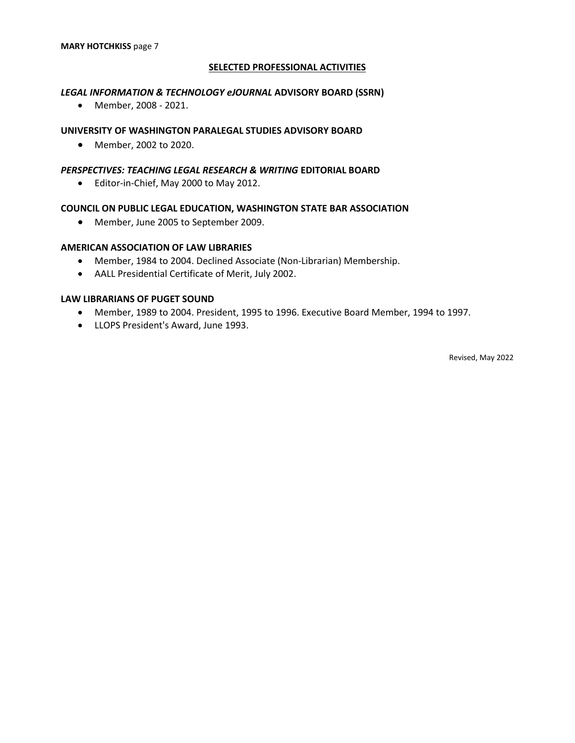## SELECTED PROFESSIONAL ACTIVITIES

### *LEGAL INFORMATION & TECHNOLOGY eJOURNAL* ADVISORY BOARD (SSRN)

- Member, 2008 - 2021.

### UNIVERSITY OF WASHINGTON PARALEGAL STUDIES ADVISORY BOARD

- Member, 2002 to 2020.

### *PERSPECTIVES: TEACHING LEGAL RESEARCH & WRITING* EDITORIAL BOARD

- Editor-in-Chief, May 2000 to May 2012.

### COUNCIL ON PUBLIC LEGAL EDUCATION, WASHINGTON STATE BAR ASSOCIATION

- Member, June 2005 to September 2009.

### AMERICAN ASSOCIATION OF LAW LIBRARIES

- Member, 1984 to 2004. Declined Associate (Non-Librarian) Membership.
- AALL Presidential Certificate of Merit, July 2002.

### LAW LIBRARIANS OF PUGET SOUND

- Member, 1989 to 2004. President, 1995 to 1996. Executive Board Member, 1994 to 1997.
- LLOPS President's Award, June 1993.

Revised, May 2022